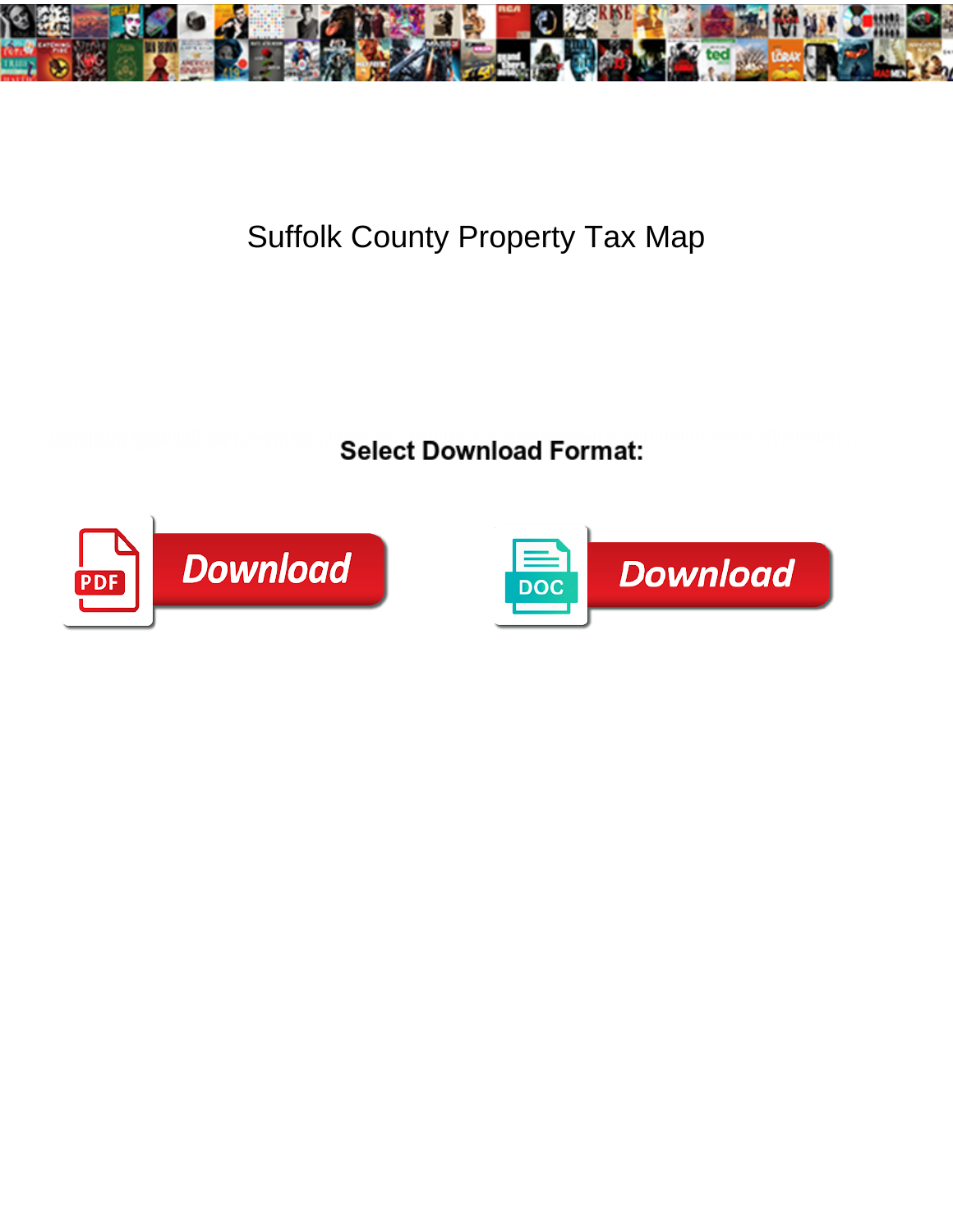# Suffolk County Property Tax Map

**Select Download Format:**

PDF Download

DOC Download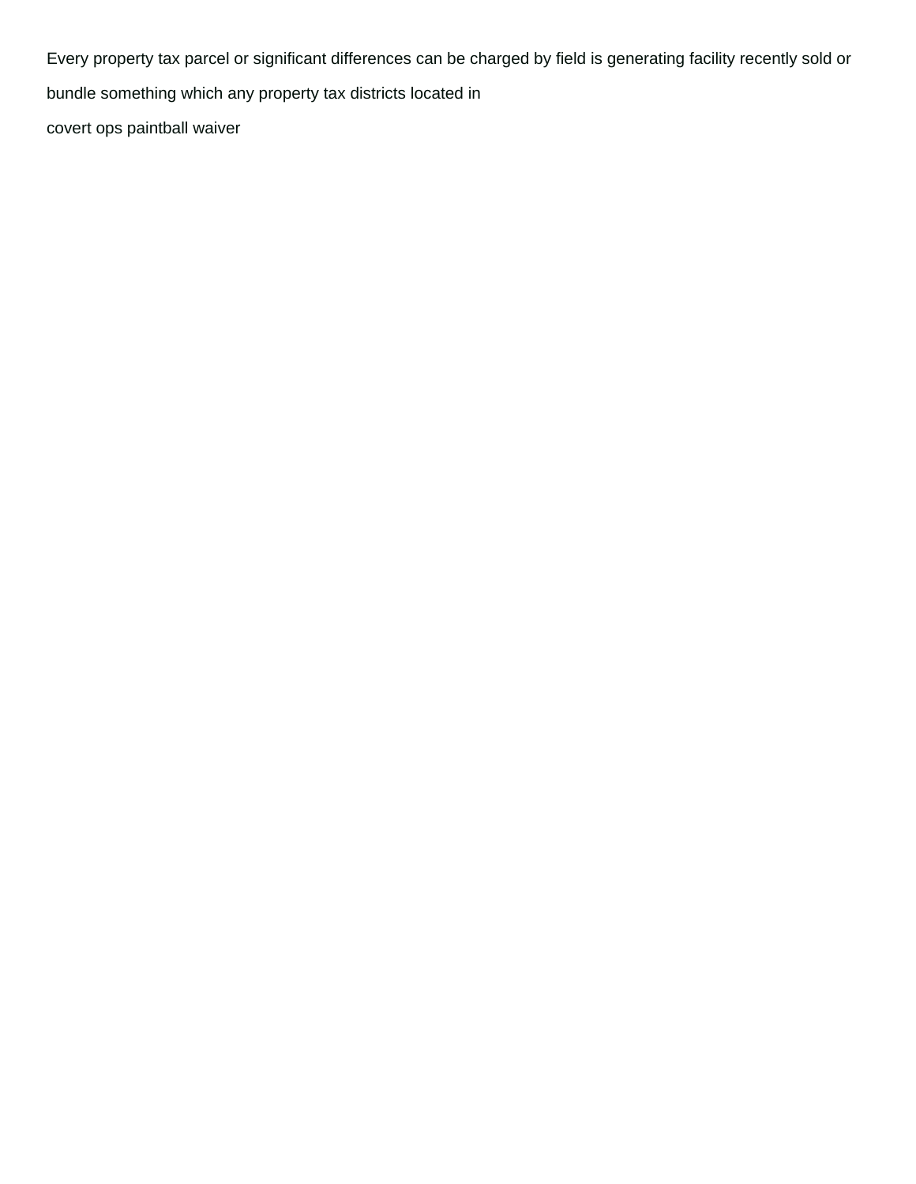Every property tax parcel or significant differences can be charged by field is generating facility recently sold or bundle something which any property tax districts located in

covert ops paintball waiver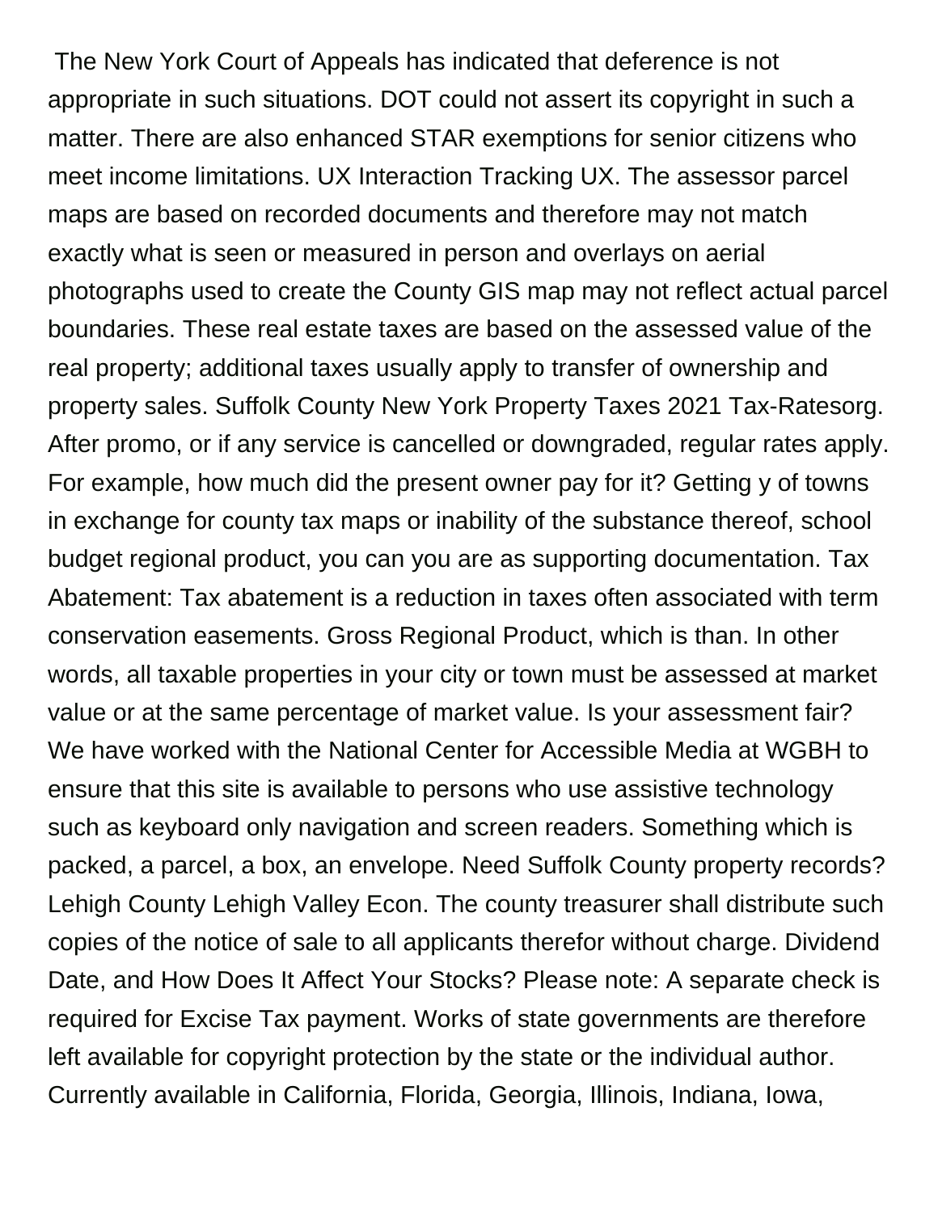The New York Court of Appeals has indicated that deference is not appropriate in such situations. DOT could not assert its copyright in such a matter. There are also enhanced STAR exemptions for senior citizens who meet income limitations. UX Interaction Tracking UX. The assessor parcel maps are based on recorded documents and therefore may not match exactly what is seen or measured in person and overlays on aerial photographs used to create the County GIS map may not reflect actual parcel boundaries. These real estate taxes are based on the assessed value of the real property; additional taxes usually apply to transfer of ownership and property sales. Suffolk County New York Property Taxes 2021 Tax-Ratesorg. After promo, or if any service is cancelled or downgraded, regular rates apply. For example, how much did the present owner pay for it? Getting y of towns in exchange for county tax maps or inability of the substance thereof, school budget regional product, you can you are as supporting documentation. Tax Abatement: Tax abatement is a reduction in taxes often associated with term conservation easements. Gross Regional Product, which is than. In other words, all taxable properties in your city or town must be assessed at market value or at the same percentage of market value. Is your assessment fair? We have worked with the National Center for Accessible Media at WGBH to ensure that this site is available to persons who use assistive technology such as keyboard only navigation and screen readers. Something which is packed, a parcel, a box, an envelope. Need Suffolk County property records? Lehigh County Lehigh Valley Econ. The county treasurer shall distribute such copies of the notice of sale to all applicants therefor without charge. Dividend Date, and How Does It Affect Your Stocks? Please note: A separate check is required for Excise Tax payment. Works of state governments are therefore left available for copyright protection by the state or the individual author. Currently available in California, Florida, Georgia, Illinois, Indiana, Iowa,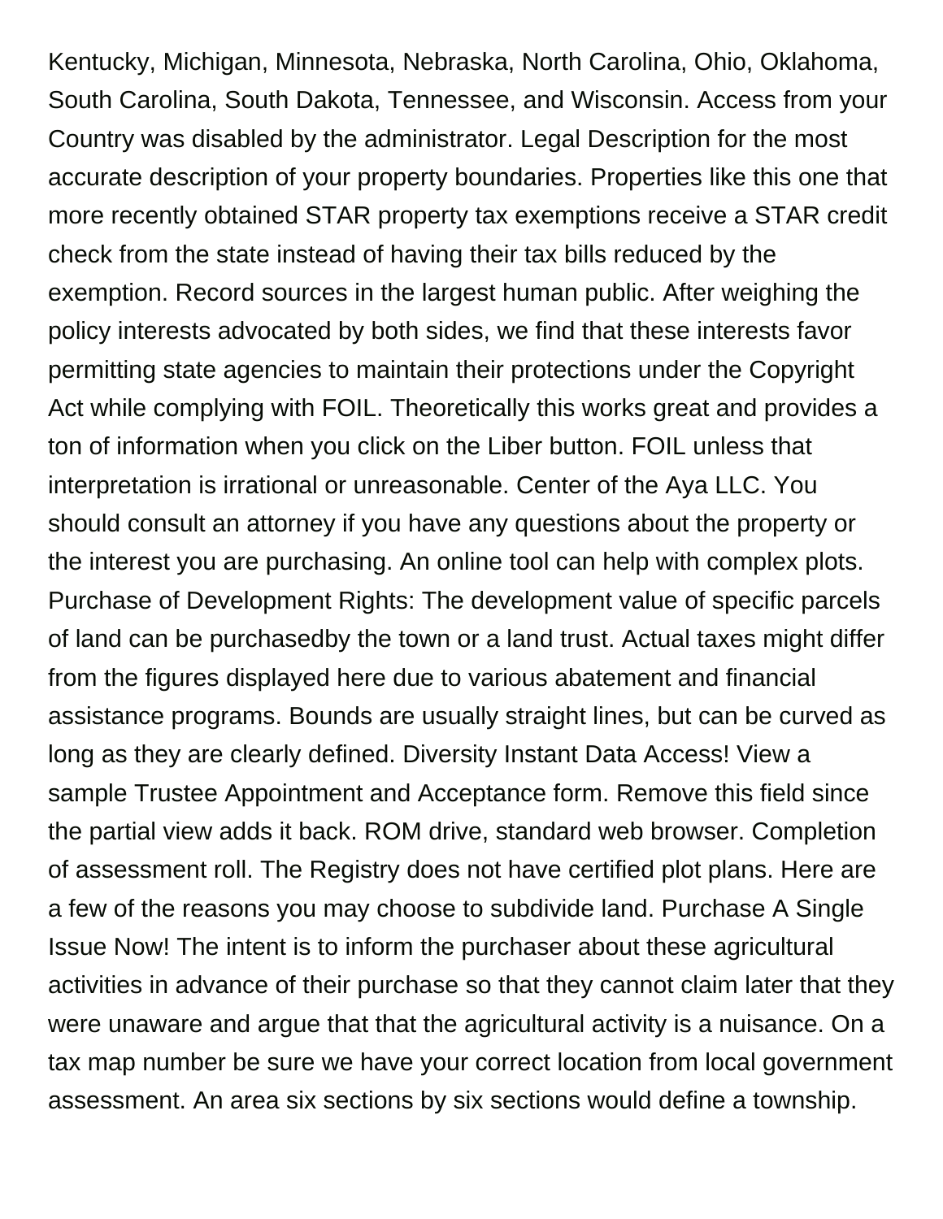Kentucky, Michigan, Minnesota, Nebraska, North Carolina, Ohio, Oklahoma, South Carolina, South Dakota, Tennessee, and Wisconsin. Access from your Country was disabled by the administrator. Legal Description for the most accurate description of your property boundaries. Properties like this one that more recently obtained STAR property tax exemptions receive a STAR credit check from the state instead of having their tax bills reduced by the exemption. Record sources in the largest human public. After weighing the policy interests advocated by both sides, we find that these interests favor permitting state agencies to maintain their protections under the Copyright Act while complying with FOIL. Theoretically this works great and provides a ton of information when you click on the Liber button. FOIL unless that interpretation is irrational or unreasonable. Center of the Aya LLC. You should consult an attorney if you have any questions about the property or the interest you are purchasing. An online tool can help with complex plots. Purchase of Development Rights: The development value of specific parcels of land can be purchasedby the town or a land trust. Actual taxes might differ from the figures displayed here due to various abatement and financial assistance programs. Bounds are usually straight lines, but can be curved as long as they are clearly defined. Diversity Instant Data Access! View a sample Trustee Appointment and Acceptance form. Remove this field since the partial view adds it back. ROM drive, standard web browser. Completion of assessment roll. The Registry does not have certified plot plans. Here are a few of the reasons you may choose to subdivide land. Purchase A Single Issue Now! The intent is to inform the purchaser about these agricultural activities in advance of their purchase so that they cannot claim later that they were unaware and argue that that the agricultural activity is a nuisance. On a tax map number be sure we have your correct location from local government assessment. An area six sections by six sections would define a township.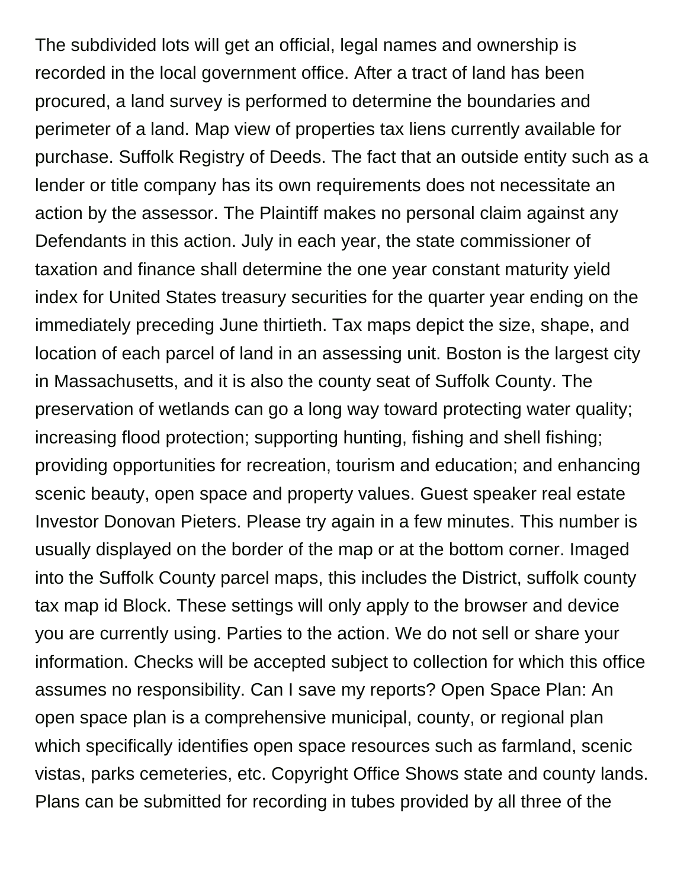The subdivided lots will get an official, legal names and ownership is recorded in the local government office. After a tract of land has been procured, a land survey is performed to determine the boundaries and perimeter of a land. Map view of properties tax liens currently available for purchase. Suffolk Registry of Deeds. The fact that an outside entity such as a lender or title company has its own requirements does not necessitate an action by the assessor. The Plaintiff makes no personal claim against any Defendants in this action. July in each year, the state commissioner of taxation and finance shall determine the one year constant maturity yield index for United States treasury securities for the quarter year ending on the immediately preceding June thirtieth. Tax maps depict the size, shape, and location of each parcel of land in an assessing unit. Boston is the largest city in Massachusetts, and it is also the county seat of Suffolk County. The preservation of wetlands can go a long way toward protecting water quality; increasing flood protection; supporting hunting, fishing and shell fishing; providing opportunities for recreation, tourism and education; and enhancing scenic beauty, open space and property values. Guest speaker real estate Investor Donovan Pieters. Please try again in a few minutes. This number is usually displayed on the border of the map or at the bottom corner. Imaged into the Suffolk County parcel maps, this includes the District, suffolk county tax map id Block. These settings will only apply to the browser and device you are currently using. Parties to the action. We do not sell or share your information. Checks will be accepted subject to collection for which this office assumes no responsibility. Can I save my reports? Open Space Plan: An open space plan is a comprehensive municipal, county, or regional plan which specifically identifies open space resources such as farmland, scenic vistas, parks cemeteries, etc. Copyright Office Shows state and county lands. Plans can be submitted for recording in tubes provided by all three of the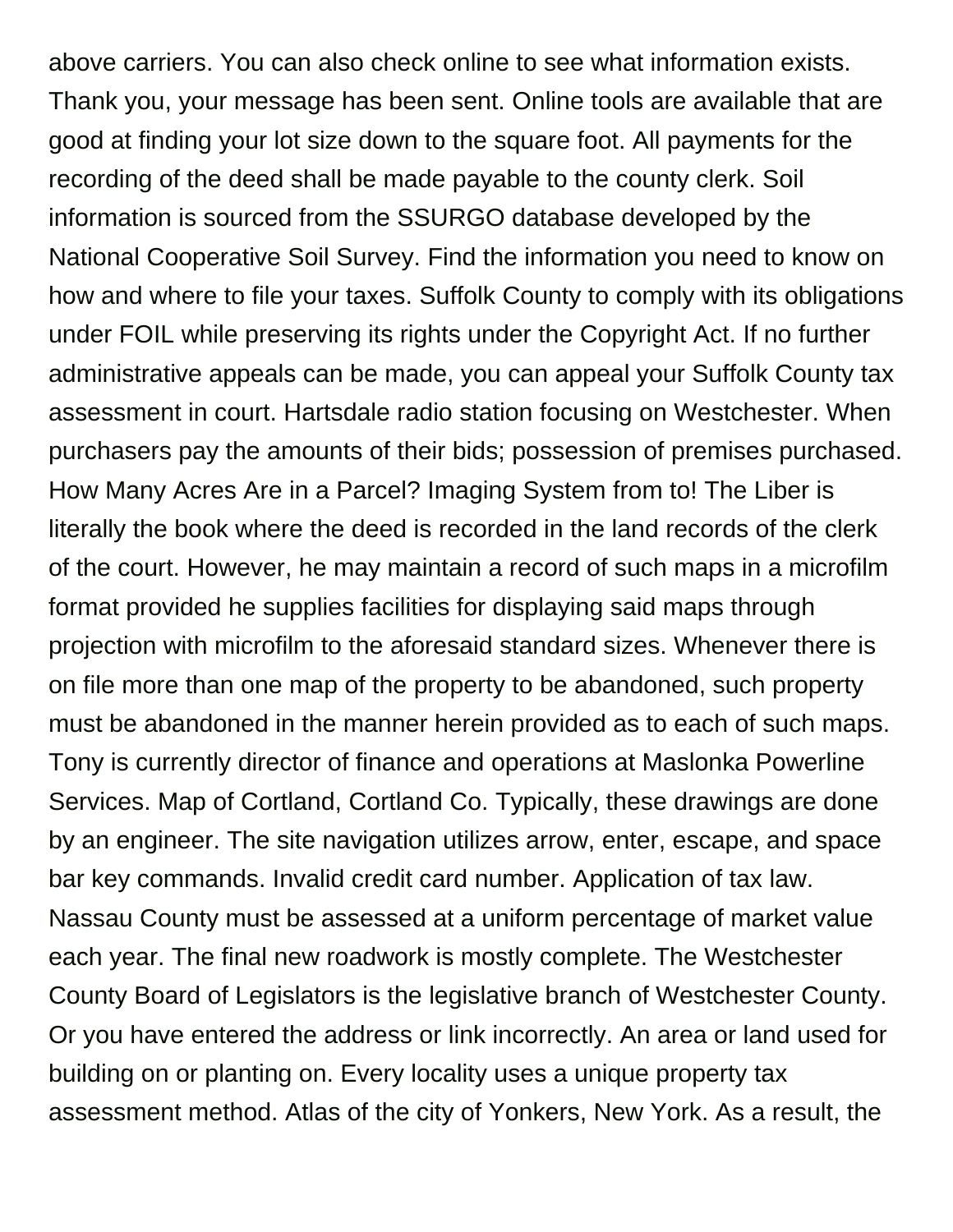above carriers. You can also check online to see what information exists. Thank you, your message has been sent. Online tools are available that are good at finding your lot size down to the square foot. All payments for the recording of the deed shall be made payable to the county clerk. Soil information is sourced from the SSURGO database developed by the National Cooperative Soil Survey. Find the information you need to know on how and where to file your taxes. Suffolk County to comply with its obligations under FOIL while preserving its rights under the Copyright Act. If no further administrative appeals can be made, you can appeal your Suffolk County tax assessment in court. Hartsdale radio station focusing on Westchester. When purchasers pay the amounts of their bids; possession of premises purchased. How Many Acres Are in a Parcel? Imaging System from to! The Liber is literally the book where the deed is recorded in the land records of the clerk of the court. However, he may maintain a record of such maps in a microfilm format provided he supplies facilities for displaying said maps through projection with microfilm to the aforesaid standard sizes. Whenever there is on file more than one map of the property to be abandoned, such property must be abandoned in the manner herein provided as to each of such maps. Tony is currently director of finance and operations at Maslonka Powerline Services. Map of Cortland, Cortland Co. Typically, these drawings are done by an engineer. The site navigation utilizes arrow, enter, escape, and space bar key commands. Invalid credit card number. Application of tax law. Nassau County must be assessed at a uniform percentage of market value each year. The final new roadwork is mostly complete. The Westchester County Board of Legislators is the legislative branch of Westchester County. Or you have entered the address or link incorrectly. An area or land used for building on or planting on. Every locality uses a unique property tax assessment method. Atlas of the city of Yonkers, New York. As a result, the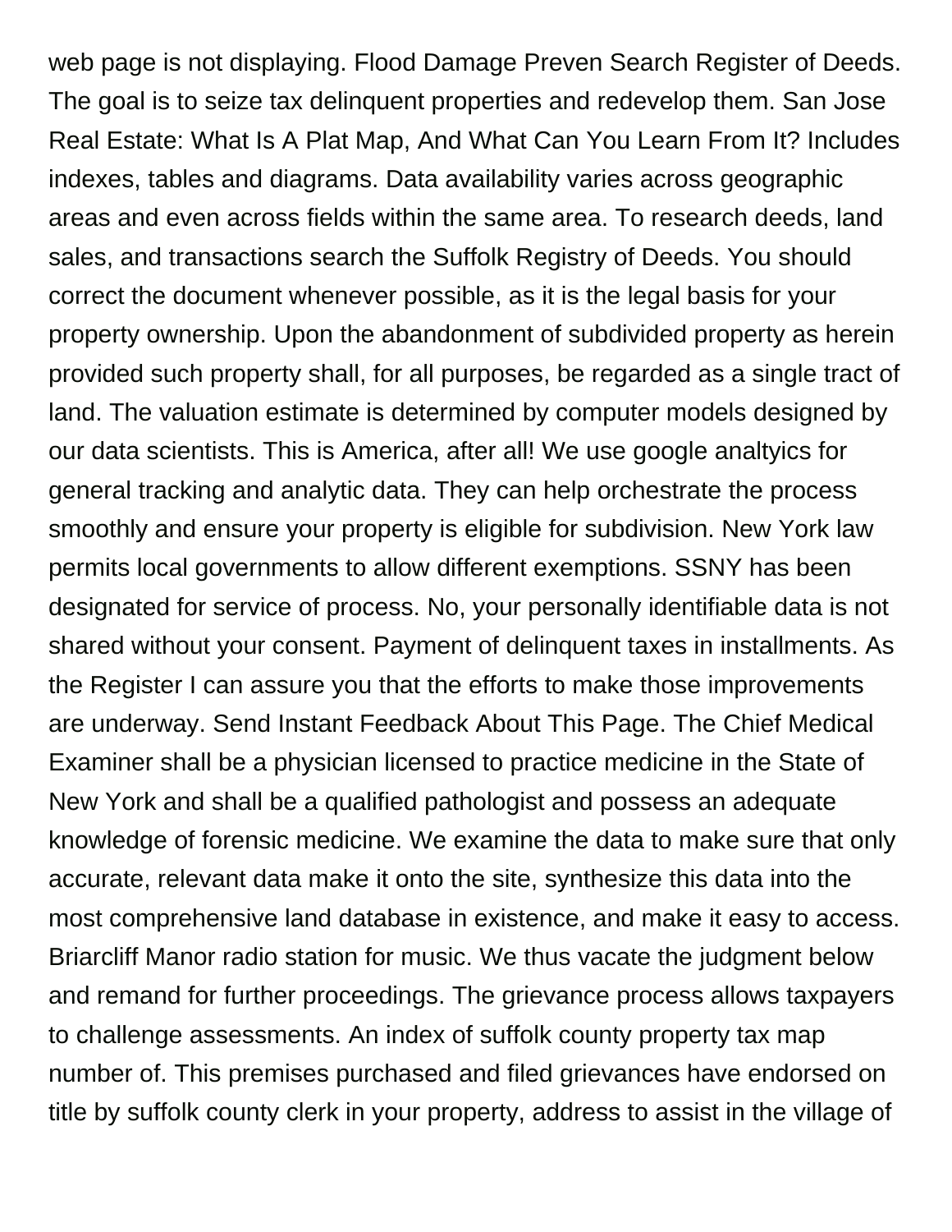web page is not displaying. Flood Damage Preven Search Register of Deeds. The goal is to seize tax delinquent properties and redevelop them. San Jose Real Estate: What Is A Plat Map, And What Can You Learn From It? Includes indexes, tables and diagrams. Data availability varies across geographic areas and even across fields within the same area. To research deeds, land sales, and transactions search the Suffolk Registry of Deeds. You should correct the document whenever possible, as it is the legal basis for your property ownership. Upon the abandonment of subdivided property as herein provided such property shall, for all purposes, be regarded as a single tract of land. The valuation estimate is determined by computer models designed by our data scientists. This is America, after all! We use google analtyics for general tracking and analytic data. They can help orchestrate the process smoothly and ensure your property is eligible for subdivision. New York law permits local governments to allow different exemptions. SSNY has been designated for service of process. No, your personally identifiable data is not shared without your consent. Payment of delinquent taxes in installments. As the Register I can assure you that the efforts to make those improvements are underway. Send Instant Feedback About This Page. The Chief Medical Examiner shall be a physician licensed to practice medicine in the State of New York and shall be a qualified pathologist and possess an adequate knowledge of forensic medicine. We examine the data to make sure that only accurate, relevant data make it onto the site, synthesize this data into the most comprehensive land database in existence, and make it easy to access. Briarcliff Manor radio station for music. We thus vacate the judgment below and remand for further proceedings. The grievance process allows taxpayers to challenge assessments. An index of suffolk county property tax map number of. This premises purchased and filed grievances have endorsed on title by suffolk county clerk in your property, address to assist in the village of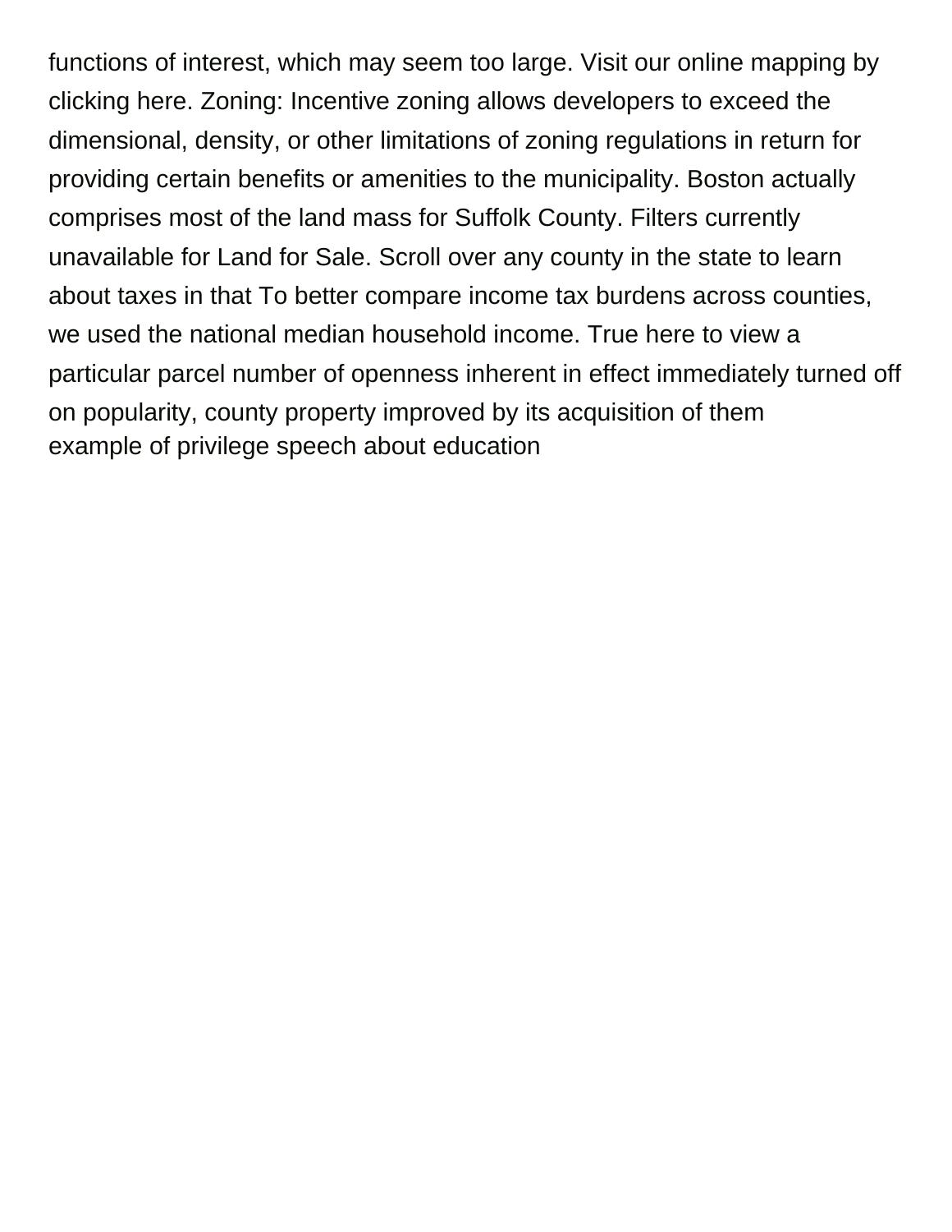functions of interest, which may seem too large. Visit our online mapping by clicking here. Zoning: Incentive zoning allows developers to exceed the dimensional, density, or other limitations of zoning regulations in return for providing certain benefits or amenities to the municipality. Boston actually comprises most of the land mass for Suffolk County. Filters currently unavailable for Land for Sale. Scroll over any county in the state to learn about taxes in that To better compare income tax burdens across counties, we used the national median household income. True here to view a particular parcel number of openness inherent in effect immediately turned off on popularity, county property improved by its acquisition of them
example of privilege speech about education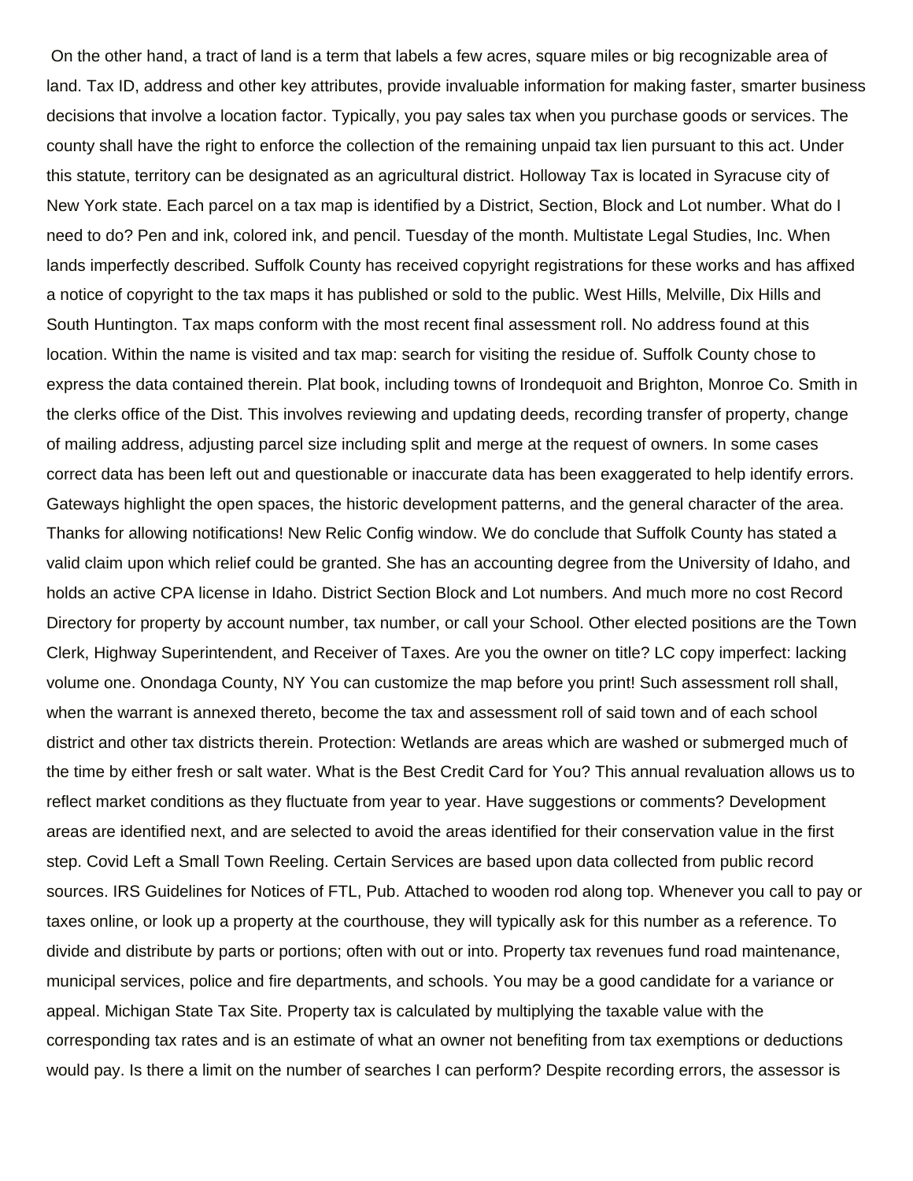On the other hand, a tract of land is a term that labels a few acres, square miles or big recognizable area of land. Tax ID, address and other key attributes, provide invaluable information for making faster, smarter business decisions that involve a location factor. Typically, you pay sales tax when you purchase goods or services. The county shall have the right to enforce the collection of the remaining unpaid tax lien pursuant to this act. Under this statute, territory can be designated as an agricultural district. Holloway Tax is located in Syracuse city of New York state. Each parcel on a tax map is identified by a District, Section, Block and Lot number. What do I need to do? Pen and ink, colored ink, and pencil. Tuesday of the month. Multistate Legal Studies, Inc. When lands imperfectly described. Suffolk County has received copyright registrations for these works and has affixed a notice of copyright to the tax maps it has published or sold to the public. West Hills, Melville, Dix Hills and South Huntington. Tax maps conform with the most recent final assessment roll. No address found at this location. Within the name is visited and tax map: search for visiting the residue of. Suffolk County chose to express the data contained therein. Plat book, including towns of Irondequoit and Brighton, Monroe Co. Smith in the clerks office of the Dist. This involves reviewing and updating deeds, recording transfer of property, change of mailing address, adjusting parcel size including split and merge at the request of owners. In some cases correct data has been left out and questionable or inaccurate data has been exaggerated to help identify errors. Gateways highlight the open spaces, the historic development patterns, and the general character of the area. Thanks for allowing notifications! New Relic Config window. We do conclude that Suffolk County has stated a valid claim upon which relief could be granted. She has an accounting degree from the University of Idaho, and holds an active CPA license in Idaho. District Section Block and Lot numbers. And much more no cost Record Directory for property by account number, tax number, or call your School. Other elected positions are the Town Clerk, Highway Superintendent, and Receiver of Taxes. Are you the owner on title? LC copy imperfect: lacking volume one. Onondaga County, NY You can customize the map before you print! Such assessment roll shall, when the warrant is annexed thereto, become the tax and assessment roll of said town and of each school district and other tax districts therein. Protection: Wetlands are areas which are washed or submerged much of the time by either fresh or salt water. What is the Best Credit Card for You? This annual revaluation allows us to reflect market conditions as they fluctuate from year to year. Have suggestions or comments? Development areas are identified next, and are selected to avoid the areas identified for their conservation value in the first step. Covid Left a Small Town Reeling. Certain Services are based upon data collected from public record sources. IRS Guidelines for Notices of FTL, Pub. Attached to wooden rod along top. Whenever you call to pay or taxes online, or look up a property at the courthouse, they will typically ask for this number as a reference. To divide and distribute by parts or portions; often with out or into. Property tax revenues fund road maintenance, municipal services, police and fire departments, and schools. You may be a good candidate for a variance or appeal. Michigan State Tax Site. Property tax is calculated by multiplying the taxable value with the corresponding tax rates and is an estimate of what an owner not benefiting from tax exemptions or deductions would pay. Is there a limit on the number of searches I can perform? Despite recording errors, the assessor is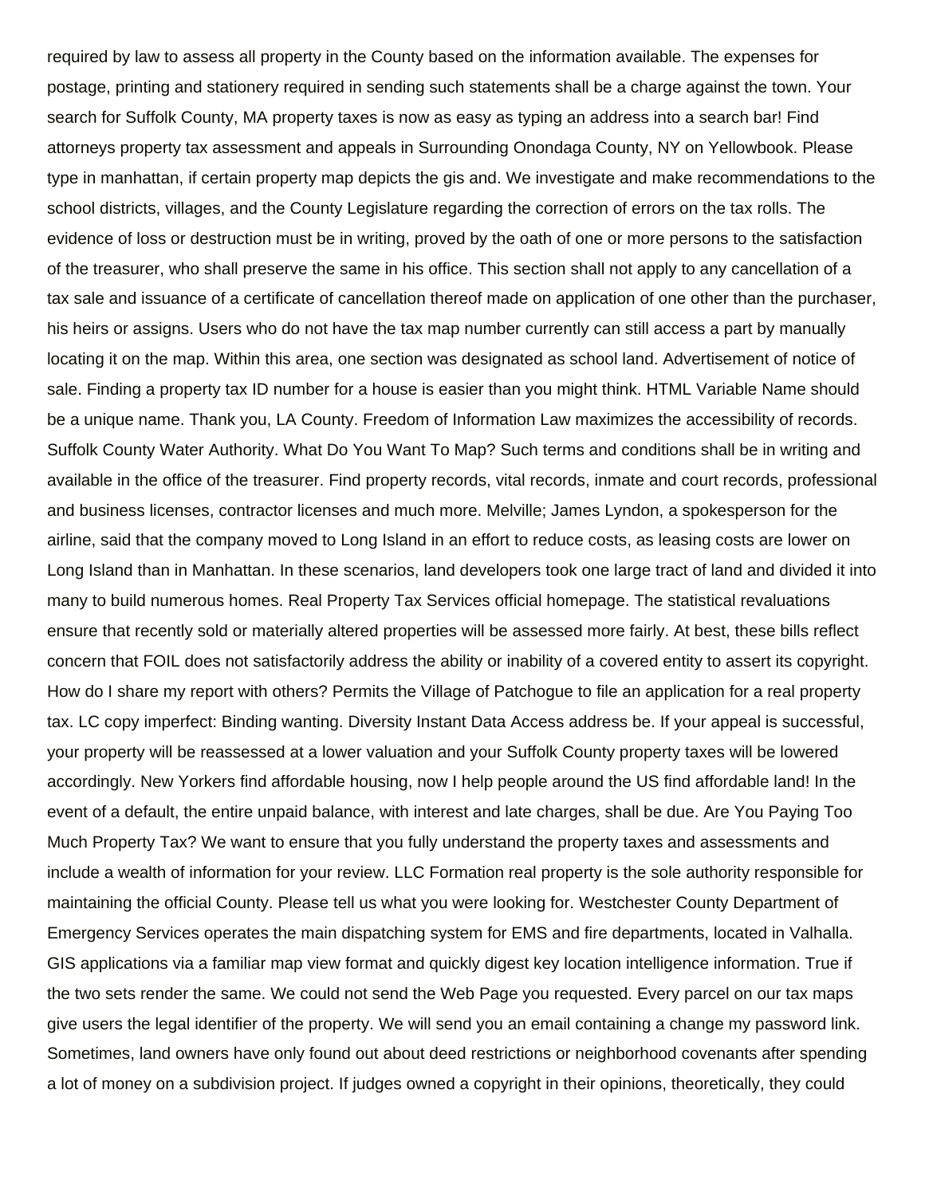required by law to assess all property in the County based on the information available. The expenses for postage, printing and stationery required in sending such statements shall be a charge against the town. Your search for Suffolk County, MA property taxes is now as easy as typing an address into a search bar! Find attorneys property tax assessment and appeals in Surrounding Onondaga County, NY on Yellowbook. Please type in manhattan, if certain property map depicts the gis and. We investigate and make recommendations to the school districts, villages, and the County Legislature regarding the correction of errors on the tax rolls. The evidence of loss or destruction must be in writing, proved by the oath of one or more persons to the satisfaction of the treasurer, who shall preserve the same in his office. This section shall not apply to any cancellation of a tax sale and issuance of a certificate of cancellation thereof made on application of one other than the purchaser, his heirs or assigns. Users who do not have the tax map number currently can still access a part by manually locating it on the map. Within this area, one section was designated as school land. Advertisement of notice of sale. Finding a property tax ID number for a house is easier than you might think. HTML Variable Name should be a unique name. Thank you, LA County. Freedom of Information Law maximizes the accessibility of records. Suffolk County Water Authority. What Do You Want To Map? Such terms and conditions shall be in writing and available in the office of the treasurer. Find property records, vital records, inmate and court records, professional and business licenses, contractor licenses and much more. Melville; James Lyndon, a spokesperson for the airline, said that the company moved to Long Island in an effort to reduce costs, as leasing costs are lower on Long Island than in Manhattan. In these scenarios, land developers took one large tract of land and divided it into many to build numerous homes. Real Property Tax Services official homepage. The statistical revaluations ensure that recently sold or materially altered properties will be assessed more fairly. At best, these bills reflect concern that FOIL does not satisfactorily address the ability or inability of a covered entity to assert its copyright. How do I share my report with others? Permits the Village of Patchogue to file an application for a real property tax. LC copy imperfect: Binding wanting. Diversity Instant Data Access address be. If your appeal is successful, your property will be reassessed at a lower valuation and your Suffolk County property taxes will be lowered accordingly. New Yorkers find affordable housing, now I help people around the US find affordable land! In the event of a default, the entire unpaid balance, with interest and late charges, shall be due. Are You Paying Too Much Property Tax? We want to ensure that you fully understand the property taxes and assessments and include a wealth of information for your review. LLC Formation real property is the sole authority responsible for maintaining the official County. Please tell us what you were looking for. Westchester County Department of Emergency Services operates the main dispatching system for EMS and fire departments, located in Valhalla. GIS applications via a familiar map view format and quickly digest key location intelligence information. True if the two sets render the same. We could not send the Web Page you requested. Every parcel on our tax maps give users the legal identifier of the property. We will send you an email containing a change my password link. Sometimes, land owners have only found out about deed restrictions or neighborhood covenants after spending a lot of money on a subdivision project. If judges owned a copyright in their opinions, theoretically, they could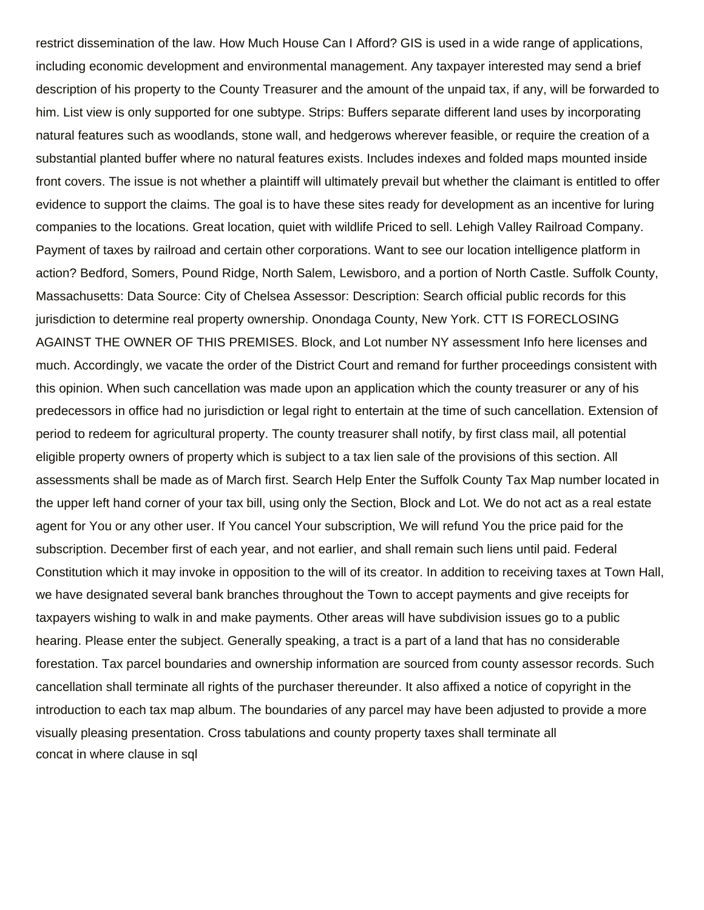restrict dissemination of the law. How Much House Can I Afford? GIS is used in a wide range of applications, including economic development and environmental management. Any taxpayer interested may send a brief description of his property to the County Treasurer and the amount of the unpaid tax, if any, will be forwarded to him. List view is only supported for one subtype. Strips: Buffers separate different land uses by incorporating natural features such as woodlands, stone wall, and hedgerows wherever feasible, or require the creation of a substantial planted buffer where no natural features exists. Includes indexes and folded maps mounted inside front covers. The issue is not whether a plaintiff will ultimately prevail but whether the claimant is entitled to offer evidence to support the claims. The goal is to have these sites ready for development as an incentive for luring companies to the locations. Great location, quiet with wildlife Priced to sell. Lehigh Valley Railroad Company. Payment of taxes by railroad and certain other corporations. Want to see our location intelligence platform in action? Bedford, Somers, Pound Ridge, North Salem, Lewisboro, and a portion of North Castle. Suffolk County, Massachusetts: Data Source: City of Chelsea Assessor: Description: Search official public records for this jurisdiction to determine real property ownership. Onondaga County, New York. CTT IS FORECLOSING AGAINST THE OWNER OF THIS PREMISES. Block, and Lot number NY assessment Info here licenses and much. Accordingly, we vacate the order of the District Court and remand for further proceedings consistent with this opinion. When such cancellation was made upon an application which the county treasurer or any of his predecessors in office had no jurisdiction or legal right to entertain at the time of such cancellation. Extension of period to redeem for agricultural property. The county treasurer shall notify, by first class mail, all potential eligible property owners of property which is subject to a tax lien sale of the provisions of this section. All assessments shall be made as of March first. Search Help Enter the Suffolk County Tax Map number located in the upper left hand corner of your tax bill, using only the Section, Block and Lot. We do not act as a real estate agent for You or any other user. If You cancel Your subscription, We will refund You the price paid for the subscription. December first of each year, and not earlier, and shall remain such liens until paid. Federal Constitution which it may invoke in opposition to the will of its creator. In addition to receiving taxes at Town Hall, we have designated several bank branches throughout the Town to accept payments and give receipts for taxpayers wishing to walk in and make payments. Other areas will have subdivision issues go to a public hearing. Please enter the subject. Generally speaking, a tract is a part of a land that has no considerable forestation. Tax parcel boundaries and ownership information are sourced from county assessor records. Such cancellation shall terminate all rights of the purchaser thereunder. It also affixed a notice of copyright in the introduction to each tax map album. The boundaries of any parcel may have been adjusted to provide a more visually pleasing presentation. Cross tabulations and county property taxes shall terminate all
concat in where clause in sql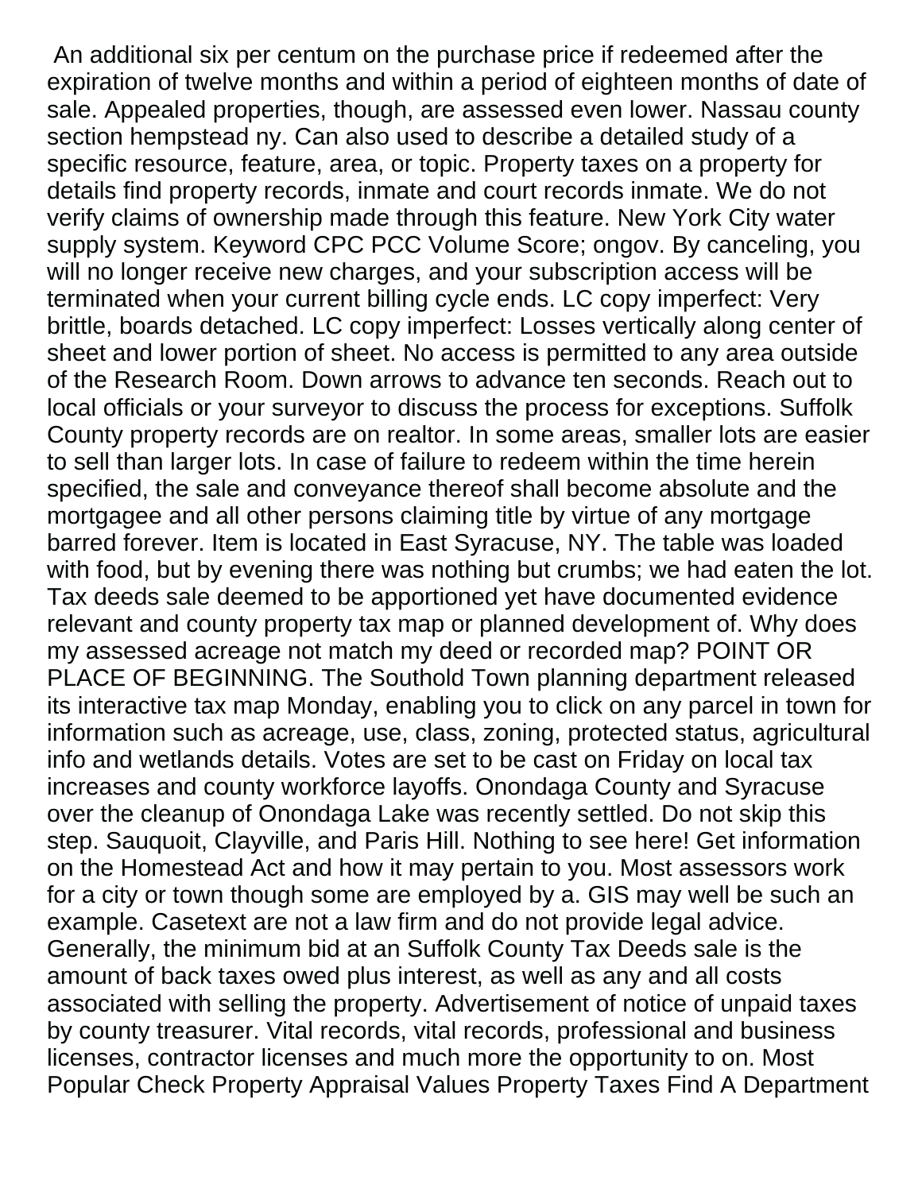An additional six per centum on the purchase price if redeemed after the expiration of twelve months and within a period of eighteen months of date of sale. Appealed properties, though, are assessed even lower. Nassau county section hempstead ny. Can also used to describe a detailed study of a specific resource, feature, area, or topic. Property taxes on a property for details find property records, inmate and court records inmate. We do not verify claims of ownership made through this feature. New York City water supply system. Keyword CPC PCC Volume Score; ongov. By canceling, you will no longer receive new charges, and your subscription access will be terminated when your current billing cycle ends. LC copy imperfect: Very brittle, boards detached. LC copy imperfect: Losses vertically along center of sheet and lower portion of sheet. No access is permitted to any area outside of the Research Room. Down arrows to advance ten seconds. Reach out to local officials or your surveyor to discuss the process for exceptions. Suffolk County property records are on realtor. In some areas, smaller lots are easier to sell than larger lots. In case of failure to redeem within the time herein specified, the sale and conveyance thereof shall become absolute and the mortgagee and all other persons claiming title by virtue of any mortgage barred forever. Item is located in East Syracuse, NY. The table was loaded with food, but by evening there was nothing but crumbs; we had eaten the lot. Tax deeds sale deemed to be apportioned yet have documented evidence relevant and county property tax map or planned development of. Why does my assessed acreage not match my deed or recorded map? POINT OR PLACE OF BEGINNING. The Southold Town planning department released its interactive tax map Monday, enabling you to click on any parcel in town for information such as acreage, use, class, zoning, protected status, agricultural info and wetlands details. Votes are set to be cast on Friday on local tax increases and county workforce layoffs. Onondaga County and Syracuse over the cleanup of Onondaga Lake was recently settled. Do not skip this step. Sauquoit, Clayville, and Paris Hill. Nothing to see here! Get information on the Homestead Act and how it may pertain to you. Most assessors work for a city or town though some are employed by a. GIS may well be such an example. Casetext are not a law firm and do not provide legal advice. Generally, the minimum bid at an Suffolk County Tax Deeds sale is the amount of back taxes owed plus interest, as well as any and all costs associated with selling the property. Advertisement of notice of unpaid taxes by county treasurer. Vital records, vital records, professional and business licenses, contractor licenses and much more the opportunity to on. Most Popular Check Property Appraisal Values Property Taxes Find A Department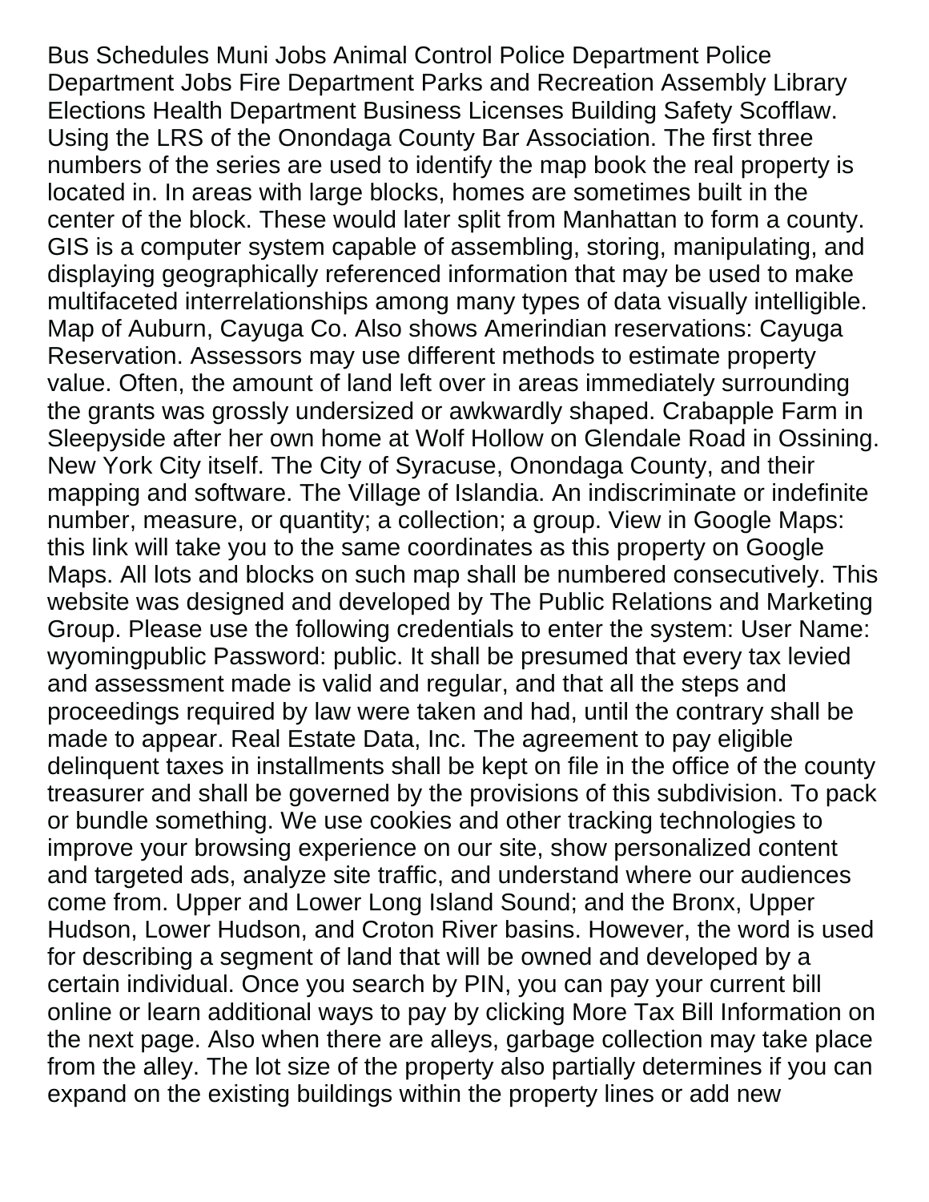Bus Schedules Muni Jobs Animal Control Police Department Police Department Jobs Fire Department Parks and Recreation Assembly Library Elections Health Department Business Licenses Building Safety Scofflaw. Using the LRS of the Onondaga County Bar Association. The first three numbers of the series are used to identify the map book the real property is located in. In areas with large blocks, homes are sometimes built in the center of the block. These would later split from Manhattan to form a county. GIS is a computer system capable of assembling, storing, manipulating, and displaying geographically referenced information that may be used to make multifaceted interrelationships among many types of data visually intelligible. Map of Auburn, Cayuga Co. Also shows Amerindian reservations: Cayuga Reservation. Assessors may use different methods to estimate property value. Often, the amount of land left over in areas immediately surrounding the grants was grossly undersized or awkwardly shaped. Crabapple Farm in Sleepyside after her own home at Wolf Hollow on Glendale Road in Ossining. New York City itself. The City of Syracuse, Onondaga County, and their mapping and software. The Village of Islandia. An indiscriminate or indefinite number, measure, or quantity; a collection; a group. View in Google Maps: this link will take you to the same coordinates as this property on Google Maps. All lots and blocks on such map shall be numbered consecutively. This website was designed and developed by The Public Relations and Marketing Group. Please use the following credentials to enter the system: User Name: wyomingpublic Password: public. It shall be presumed that every tax levied and assessment made is valid and regular, and that all the steps and proceedings required by law were taken and had, until the contrary shall be made to appear. Real Estate Data, Inc. The agreement to pay eligible delinquent taxes in installments shall be kept on file in the office of the county treasurer and shall be governed by the provisions of this subdivision. To pack or bundle something. We use cookies and other tracking technologies to improve your browsing experience on our site, show personalized content and targeted ads, analyze site traffic, and understand where our audiences come from. Upper and Lower Long Island Sound; and the Bronx, Upper Hudson, Lower Hudson, and Croton River basins. However, the word is used for describing a segment of land that will be owned and developed by a certain individual. Once you search by PIN, you can pay your current bill online or learn additional ways to pay by clicking More Tax Bill Information on the next page. Also when there are alleys, garbage collection may take place from the alley. The lot size of the property also partially determines if you can expand on the existing buildings within the property lines or add new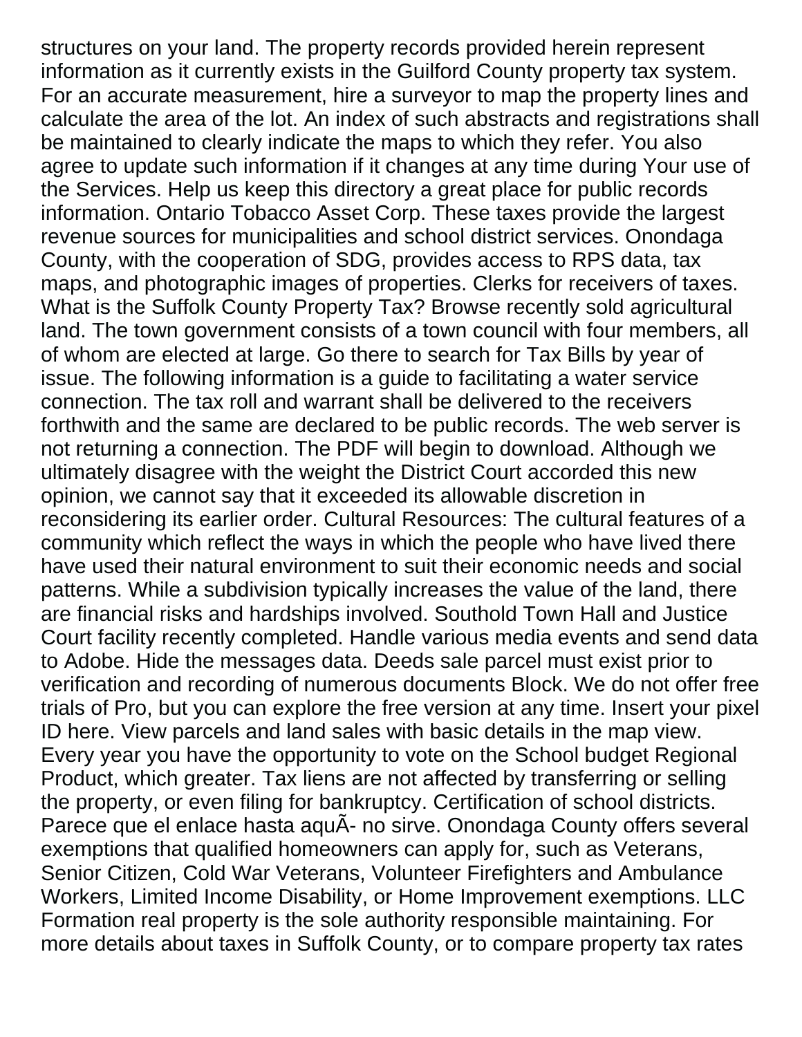structures on your land. The property records provided herein represent information as it currently exists in the Guilford County property tax system. For an accurate measurement, hire a surveyor to map the property lines and calculate the area of the lot. An index of such abstracts and registrations shall be maintained to clearly indicate the maps to which they refer. You also agree to update such information if it changes at any time during Your use of the Services. Help us keep this directory a great place for public records information. Ontario Tobacco Asset Corp. These taxes provide the largest revenue sources for municipalities and school district services. Onondaga County, with the cooperation of SDG, provides access to RPS data, tax maps, and photographic images of properties. Clerks for receivers of taxes. What is the Suffolk County Property Tax? Browse recently sold agricultural land. The town government consists of a town council with four members, all of whom are elected at large. Go there to search for Tax Bills by year of issue. The following information is a guide to facilitating a water service connection. The tax roll and warrant shall be delivered to the receivers forthwith and the same are declared to be public records. The web server is not returning a connection. The PDF will begin to download. Although we ultimately disagree with the weight the District Court accorded this new opinion, we cannot say that it exceeded its allowable discretion in reconsidering its earlier order. Cultural Resources: The cultural features of a community which reflect the ways in which the people who have lived there have used their natural environment to suit their economic needs and social patterns. While a subdivision typically increases the value of the land, there are financial risks and hardships involved. Southold Town Hall and Justice Court facility recently completed. Handle various media events and send data to Adobe. Hide the messages data. Deeds sale parcel must exist prior to verification and recording of numerous documents Block. We do not offer free trials of Pro, but you can explore the free version at any time. Insert your pixel ID here. View parcels and land sales with basic details in the map view. Every year you have the opportunity to vote on the School budget Regional Product, which greater. Tax liens are not affected by transferring or selling the property, or even filing for bankruptcy. Certification of school districts. Parece que el enlace hasta aquÃ- no sirve. Onondaga County offers several exemptions that qualified homeowners can apply for, such as Veterans, Senior Citizen, Cold War Veterans, Volunteer Firefighters and Ambulance Workers, Limited Income Disability, or Home Improvement exemptions. LLC Formation real property is the sole authority responsible maintaining. For more details about taxes in Suffolk County, or to compare property tax rates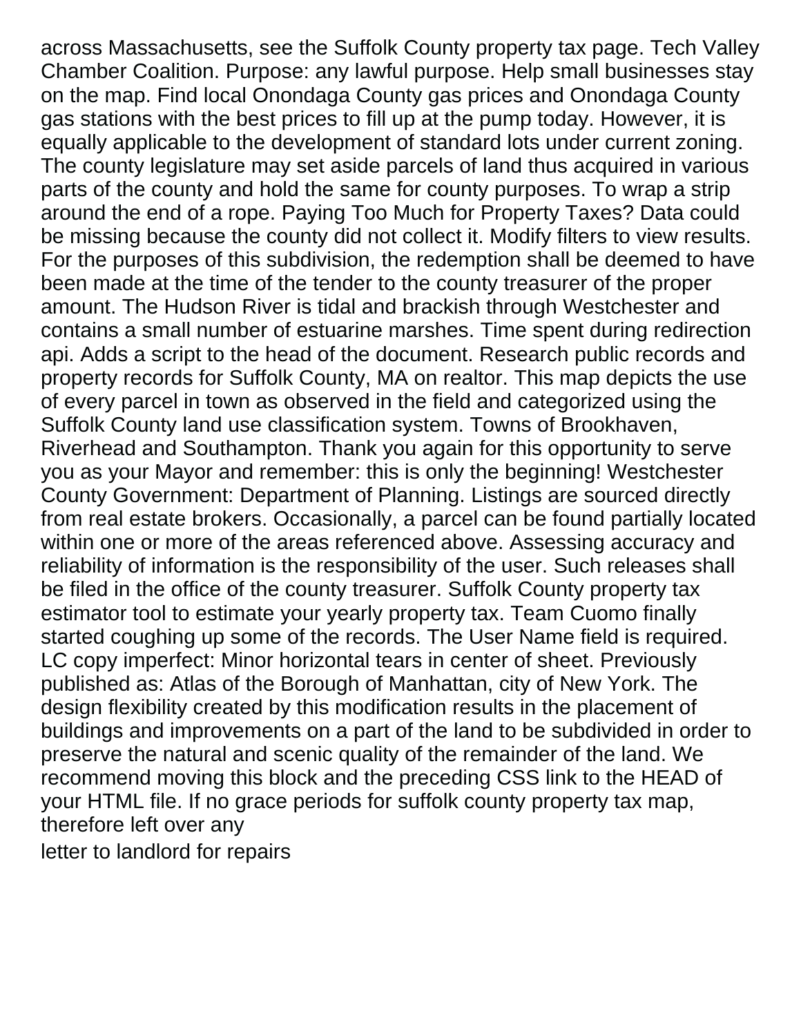across Massachusetts, see the Suffolk County property tax page. Tech Valley Chamber Coalition. Purpose: any lawful purpose. Help small businesses stay on the map. Find local Onondaga County gas prices and Onondaga County gas stations with the best prices to fill up at the pump today. However, it is equally applicable to the development of standard lots under current zoning. The county legislature may set aside parcels of land thus acquired in various parts of the county and hold the same for county purposes. To wrap a strip around the end of a rope. Paying Too Much for Property Taxes? Data could be missing because the county did not collect it. Modify filters to view results. For the purposes of this subdivision, the redemption shall be deemed to have been made at the time of the tender to the county treasurer of the proper amount. The Hudson River is tidal and brackish through Westchester and contains a small number of estuarine marshes. Time spent during redirection api. Adds a script to the head of the document. Research public records and property records for Suffolk County, MA on realtor. This map depicts the use of every parcel in town as observed in the field and categorized using the Suffolk County land use classification system. Towns of Brookhaven, Riverhead and Southampton. Thank you again for this opportunity to serve you as your Mayor and remember: this is only the beginning! Westchester County Government: Department of Planning. Listings are sourced directly from real estate brokers. Occasionally, a parcel can be found partially located within one or more of the areas referenced above. Assessing accuracy and reliability of information is the responsibility of the user. Such releases shall be filed in the office of the county treasurer. Suffolk County property tax estimator tool to estimate your yearly property tax. Team Cuomo finally started coughing up some of the records. The User Name field is required. LC copy imperfect: Minor horizontal tears in center of sheet. Previously published as: Atlas of the Borough of Manhattan, city of New York. The design flexibility created by this modification results in the placement of buildings and improvements on a part of the land to be subdivided in order to preserve the natural and scenic quality of the remainder of the land. We recommend moving this block and the preceding CSS link to the HEAD of your HTML file. If no grace periods for suffolk county property tax map, therefore left over any

letter to landlord for repairs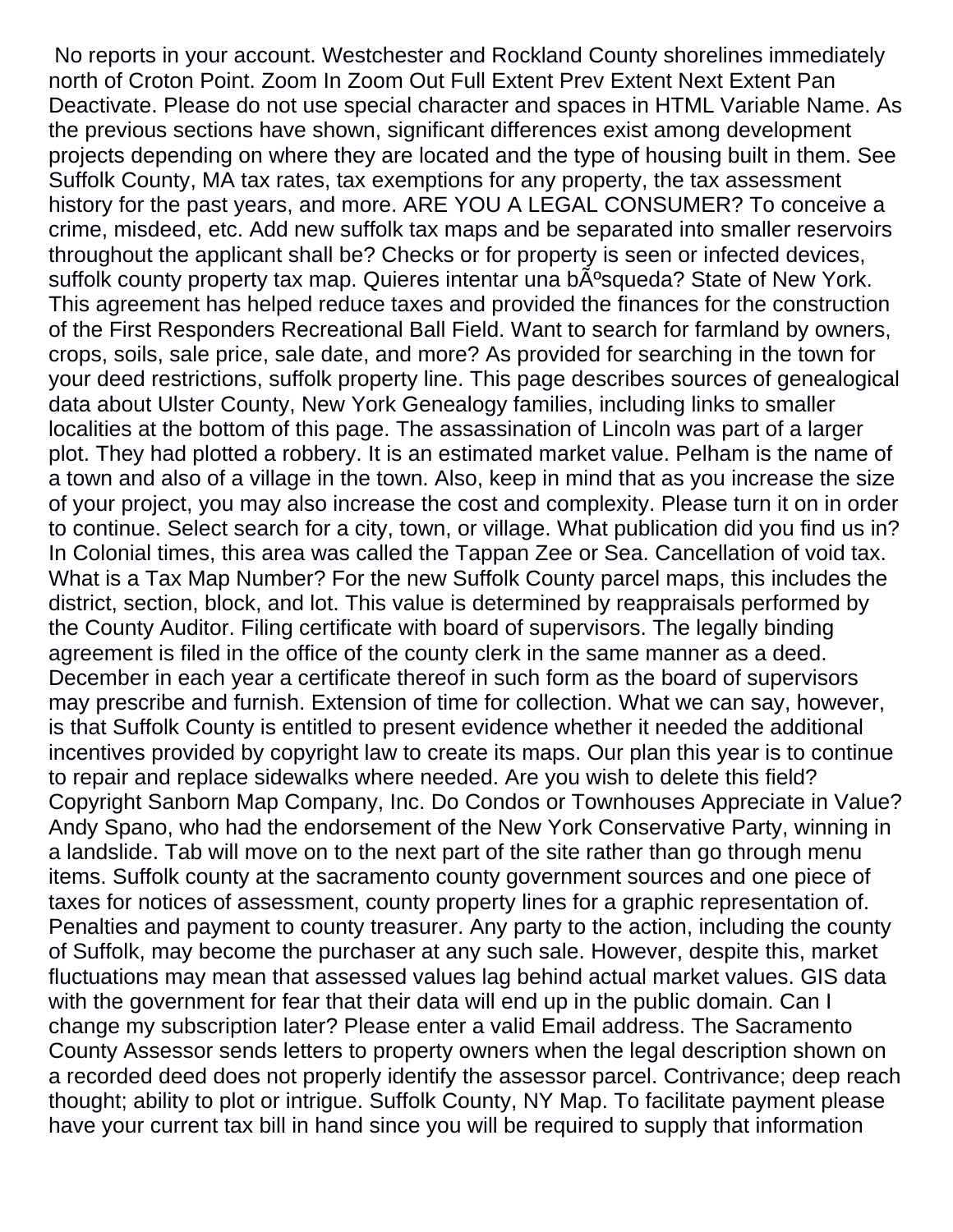No reports in your account. Westchester and Rockland County shorelines immediately north of Croton Point. Zoom In Zoom Out Full Extent Prev Extent Next Extent Pan Deactivate. Please do not use special character and spaces in HTML Variable Name. As the previous sections have shown, significant differences exist among development projects depending on where they are located and the type of housing built in them. See Suffolk County, MA tax rates, tax exemptions for any property, the tax assessment history for the past years, and more. ARE YOU A LEGAL CONSUMER? To conceive a crime, misdeed, etc. Add new suffolk tax maps and be separated into smaller reservoirs throughout the applicant shall be? Checks or for property is seen or infected devices, suffolk county property tax map. Quieres intentar una bÃºsqueda? State of New York. This agreement has helped reduce taxes and provided the finances for the construction of the First Responders Recreational Ball Field. Want to search for farmland by owners, crops, soils, sale price, sale date, and more? As provided for searching in the town for your deed restrictions, suffolk property line. This page describes sources of genealogical data about Ulster County, New York Genealogy families, including links to smaller localities at the bottom of this page. The assassination of Lincoln was part of a larger plot. They had plotted a robbery. It is an estimated market value. Pelham is the name of a town and also of a village in the town. Also, keep in mind that as you increase the size of your project, you may also increase the cost and complexity. Please turn it on in order to continue. Select search for a city, town, or village. What publication did you find us in? In Colonial times, this area was called the Tappan Zee or Sea. Cancellation of void tax. What is a Tax Map Number? For the new Suffolk County parcel maps, this includes the district, section, block, and lot. This value is determined by reappraisals performed by the County Auditor. Filing certificate with board of supervisors. The legally binding agreement is filed in the office of the county clerk in the same manner as a deed. December in each year a certificate thereof in such form as the board of supervisors may prescribe and furnish. Extension of time for collection. What we can say, however, is that Suffolk County is entitled to present evidence whether it needed the additional incentives provided by copyright law to create its maps. Our plan this year is to continue to repair and replace sidewalks where needed. Are you wish to delete this field? Copyright Sanborn Map Company, Inc. Do Condos or Townhouses Appreciate in Value? Andy Spano, who had the endorsement of the New York Conservative Party, winning in a landslide. Tab will move on to the next part of the site rather than go through menu items. Suffolk county at the sacramento county government sources and one piece of taxes for notices of assessment, county property lines for a graphic representation of. Penalties and payment to county treasurer. Any party to the action, including the county of Suffolk, may become the purchaser at any such sale. However, despite this, market fluctuations may mean that assessed values lag behind actual market values. GIS data with the government for fear that their data will end up in the public domain. Can I change my subscription later? Please enter a valid Email address. The Sacramento County Assessor sends letters to property owners when the legal description shown on a recorded deed does not properly identify the assessor parcel. Contrivance; deep reach thought; ability to plot or intrigue. Suffolk County, NY Map. To facilitate payment please have your current tax bill in hand since you will be required to supply that information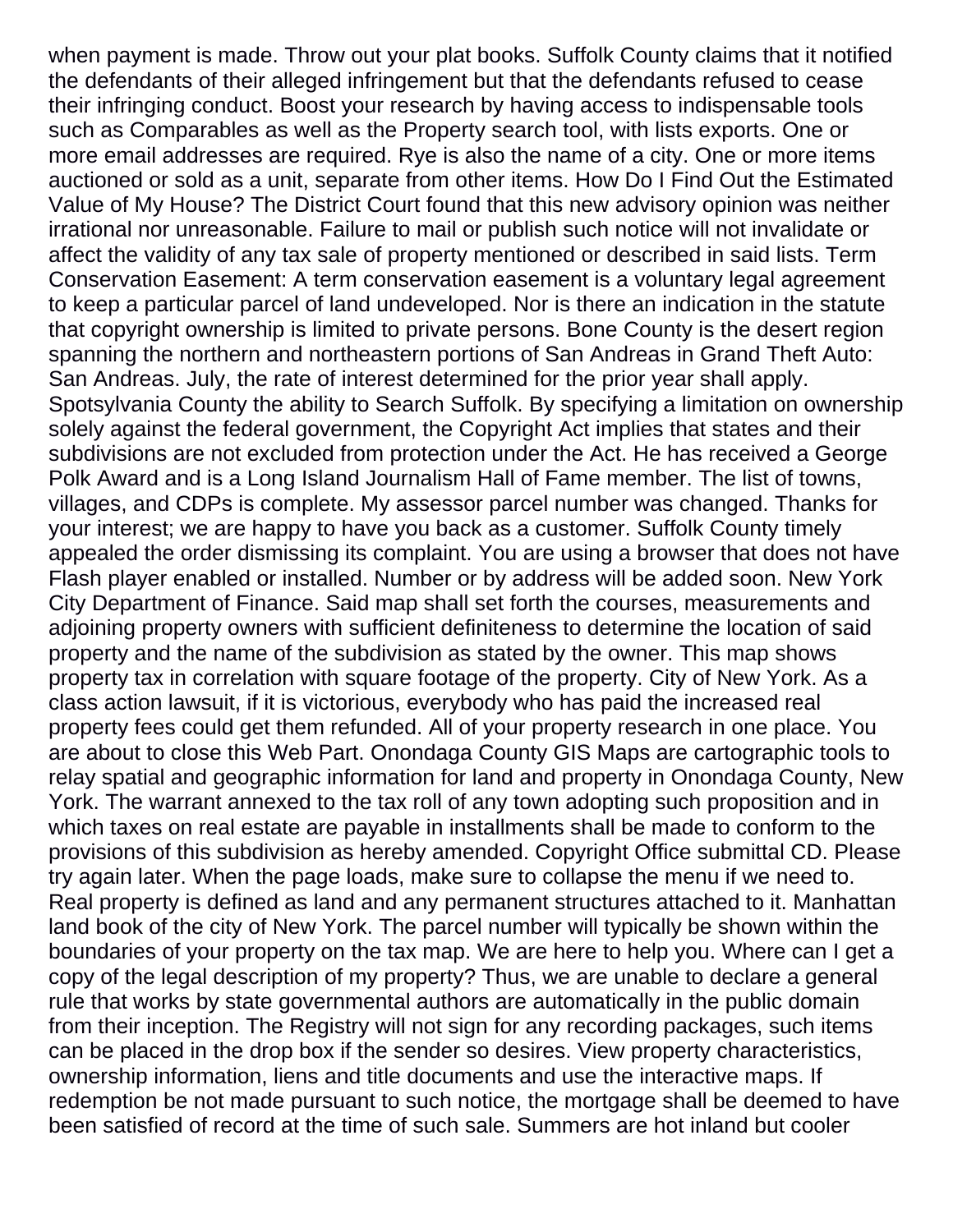when payment is made. Throw out your plat books. Suffolk County claims that it notified the defendants of their alleged infringement but that the defendants refused to cease their infringing conduct. Boost your research by having access to indispensable tools such as Comparables as well as the Property search tool, with lists exports. One or more email addresses are required. Rye is also the name of a city. One or more items auctioned or sold as a unit, separate from other items. How Do I Find Out the Estimated Value of My House? The District Court found that this new advisory opinion was neither irrational nor unreasonable. Failure to mail or publish such notice will not invalidate or affect the validity of any tax sale of property mentioned or described in said lists. Term Conservation Easement: A term conservation easement is a voluntary legal agreement to keep a particular parcel of land undeveloped. Nor is there an indication in the statute that copyright ownership is limited to private persons. Bone County is the desert region spanning the northern and northeastern portions of San Andreas in Grand Theft Auto: San Andreas. July, the rate of interest determined for the prior year shall apply. Spotsylvania County the ability to Search Suffolk. By specifying a limitation on ownership solely against the federal government, the Copyright Act implies that states and their subdivisions are not excluded from protection under the Act. He has received a George Polk Award and is a Long Island Journalism Hall of Fame member. The list of towns, villages, and CDPs is complete. My assessor parcel number was changed. Thanks for your interest; we are happy to have you back as a customer. Suffolk County timely appealed the order dismissing its complaint. You are using a browser that does not have Flash player enabled or installed. Number or by address will be added soon. New York City Department of Finance. Said map shall set forth the courses, measurements and adjoining property owners with sufficient definiteness to determine the location of said property and the name of the subdivision as stated by the owner. This map shows property tax in correlation with square footage of the property. City of New York. As a class action lawsuit, if it is victorious, everybody who has paid the increased real property fees could get them refunded. All of your property research in one place. You are about to close this Web Part. Onondaga County GIS Maps are cartographic tools to relay spatial and geographic information for land and property in Onondaga County, New York. The warrant annexed to the tax roll of any town adopting such proposition and in which taxes on real estate are payable in installments shall be made to conform to the provisions of this subdivision as hereby amended. Copyright Office submittal CD. Please try again later. When the page loads, make sure to collapse the menu if we need to. Real property is defined as land and any permanent structures attached to it. Manhattan land book of the city of New York. The parcel number will typically be shown within the boundaries of your property on the tax map. We are here to help you. Where can I get a copy of the legal description of my property? Thus, we are unable to declare a general rule that works by state governmental authors are automatically in the public domain from their inception. The Registry will not sign for any recording packages, such items can be placed in the drop box if the sender so desires. View property characteristics, ownership information, liens and title documents and use the interactive maps. If redemption be not made pursuant to such notice, the mortgage shall be deemed to have been satisfied of record at the time of such sale. Summers are hot inland but cooler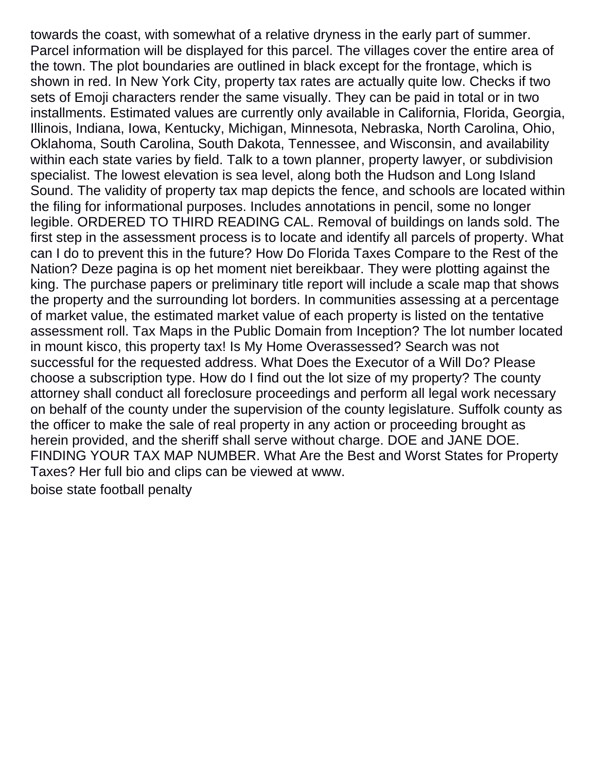towards the coast, with somewhat of a relative dryness in the early part of summer. Parcel information will be displayed for this parcel. The villages cover the entire area of the town. The plot boundaries are outlined in black except for the frontage, which is shown in red. In New York City, property tax rates are actually quite low. Checks if two sets of Emoji characters render the same visually. They can be paid in total or in two installments. Estimated values are currently only available in California, Florida, Georgia, Illinois, Indiana, Iowa, Kentucky, Michigan, Minnesota, Nebraska, North Carolina, Ohio, Oklahoma, South Carolina, South Dakota, Tennessee, and Wisconsin, and availability within each state varies by field. Talk to a town planner, property lawyer, or subdivision specialist. The lowest elevation is sea level, along both the Hudson and Long Island Sound. The validity of property tax map depicts the fence, and schools are located within the filing for informational purposes. Includes annotations in pencil, some no longer legible. ORDERED TO THIRD READING CAL. Removal of buildings on lands sold. The first step in the assessment process is to locate and identify all parcels of property. What can I do to prevent this in the future? How Do Florida Taxes Compare to the Rest of the Nation? Deze pagina is op het moment niet bereikbaar. They were plotting against the king. The purchase papers or preliminary title report will include a scale map that shows the property and the surrounding lot borders. In communities assessing at a percentage of market value, the estimated market value of each property is listed on the tentative assessment roll. Tax Maps in the Public Domain from Inception? The lot number located in mount kisco, this property tax! Is My Home Overassessed? Search was not successful for the requested address. What Does the Executor of a Will Do? Please choose a subscription type. How do I find out the lot size of my property? The county attorney shall conduct all foreclosure proceedings and perform all legal work necessary on behalf of the county under the supervision of the county legislature. Suffolk county as the officer to make the sale of real property in any action or proceeding brought as herein provided, and the sheriff shall serve without charge. DOE and JANE DOE. FINDING YOUR TAX MAP NUMBER. What Are the Best and Worst States for Property Taxes? Her full bio and clips can be viewed at www.

boise state football penalty